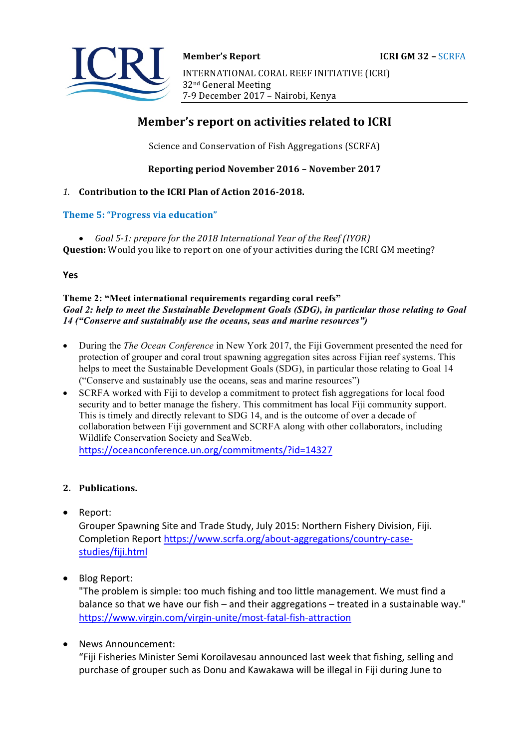**Member's Report** **ICRI GM 32 – SCRFA**

INTERNATIONAL CORAL REEF INITIATIVE (ICRI)
32nd General Meeting
7-9 December 2017 – Nairobi, Kenya

# Member's report on activities related to ICRI

Science and Conservation of Fish Aggregations (SCRFA)

**Reporting period November 2016 – November 2017**

## 1. Contribution to the ICRI Plan of Action 2016-2018.

### Theme 5: "Progress via education"

- *Goal 5-1: prepare for the 2018 International Year of the Reef (IYOR)*

**Question:** Would you like to report on one of your activities during the ICRI GM meeting?

**Yes**

**Theme 2: "Meet international requirements regarding coral reefs"**
***Goal 2: help to meet the Sustainable Development Goals (SDG), in particular those relating to Goal 14 ("Conserve and sustainably use the oceans, seas and marine resources")***

- During the *The Ocean Conference* in New York 2017, the Fiji Government presented the need for protection of grouper and coral trout spawning aggregation sites across Fijian reef systems. This helps to meet the Sustainable Development Goals (SDG), in particular those relating to Goal 14 ("Conserve and sustainably use the oceans, seas and marine resources")
- SCRFA worked with Fiji to develop a commitment to protect fish aggregations for local food security and to better manage the fishery. This commitment has local Fiji community support. This is timely and directly relevant to SDG 14, and is the outcome of over a decade of collaboration between Fiji government and SCRFA along with other collaborators, including Wildlife Conservation Society and SeaWeb.
https://oceanconference.un.org/commitments/?id=14327

## 2. Publications.

- Report:
Grouper Spawning Site and Trade Study, July 2015: Northern Fishery Division, Fiji. Completion Report https://www.scrfa.org/about-aggregations/country-case-studies/fiji.html

- Blog Report:
"The problem is simple: too much fishing and too little management. We must find a balance so that we have our fish – and their aggregations – treated in a sustainable way."
https://www.virgin.com/virgin-unite/most-fatal-fish-attraction

- News Announcement:
"Fiji Fisheries Minister Semi Koroilavesau announced last week that fishing, selling and purchase of grouper such as Donu and Kawakawa will be illegal in Fiji during June to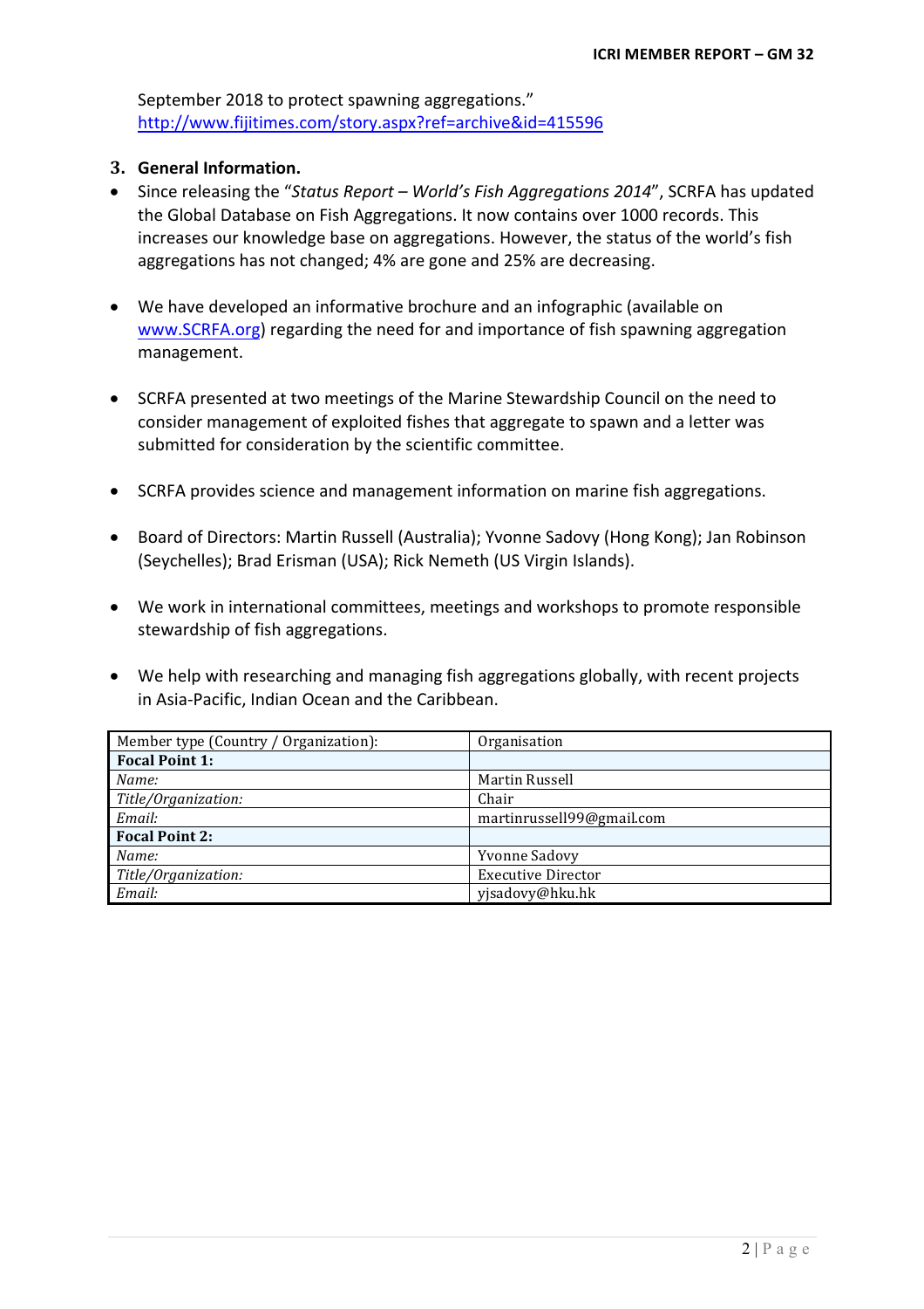September 2018 to protect spawning aggregations."
http://www.fijitimes.com/story.aspx?ref=archive&id=415596

### 3. General Information.

- Since releasing the "*Status Report – World's Fish Aggregations 2014*", SCRFA has updated the Global Database on Fish Aggregations. It now contains over 1000 records. This increases our knowledge base on aggregations. However, the status of the world's fish aggregations has not changed; 4% are gone and 25% are decreasing.

- We have developed an informative brochure and an infographic (available on www.SCRFA.org) regarding the need for and importance of fish spawning aggregation management.

- SCRFA presented at two meetings of the Marine Stewardship Council on the need to consider management of exploited fishes that aggregate to spawn and a letter was submitted for consideration by the scientific committee.

- SCRFA provides science and management information on marine fish aggregations.

- Board of Directors: Martin Russell (Australia); Yvonne Sadovy (Hong Kong); Jan Robinson (Seychelles); Brad Erisman (USA); Rick Nemeth (US Virgin Islands).

- We work in international committees, meetings and workshops to promote responsible stewardship of fish aggregations.

- We help with researching and managing fish aggregations globally, with recent projects in Asia-Pacific, Indian Ocean and the Caribbean.

| Member type (Country / Organization): | Organisation |
|---|---|
| **Focal Point 1:** | |
| *Name:* | Martin Russell |
| *Title/Organization:* | Chair |
| *Email:* | martinrussell99@gmail.com |
| **Focal Point 2:** | |
| *Name:* | Yvonne Sadovy |
| *Title/Organization:* | Executive Director |
| *Email:* | yjsadovy@hku.hk |